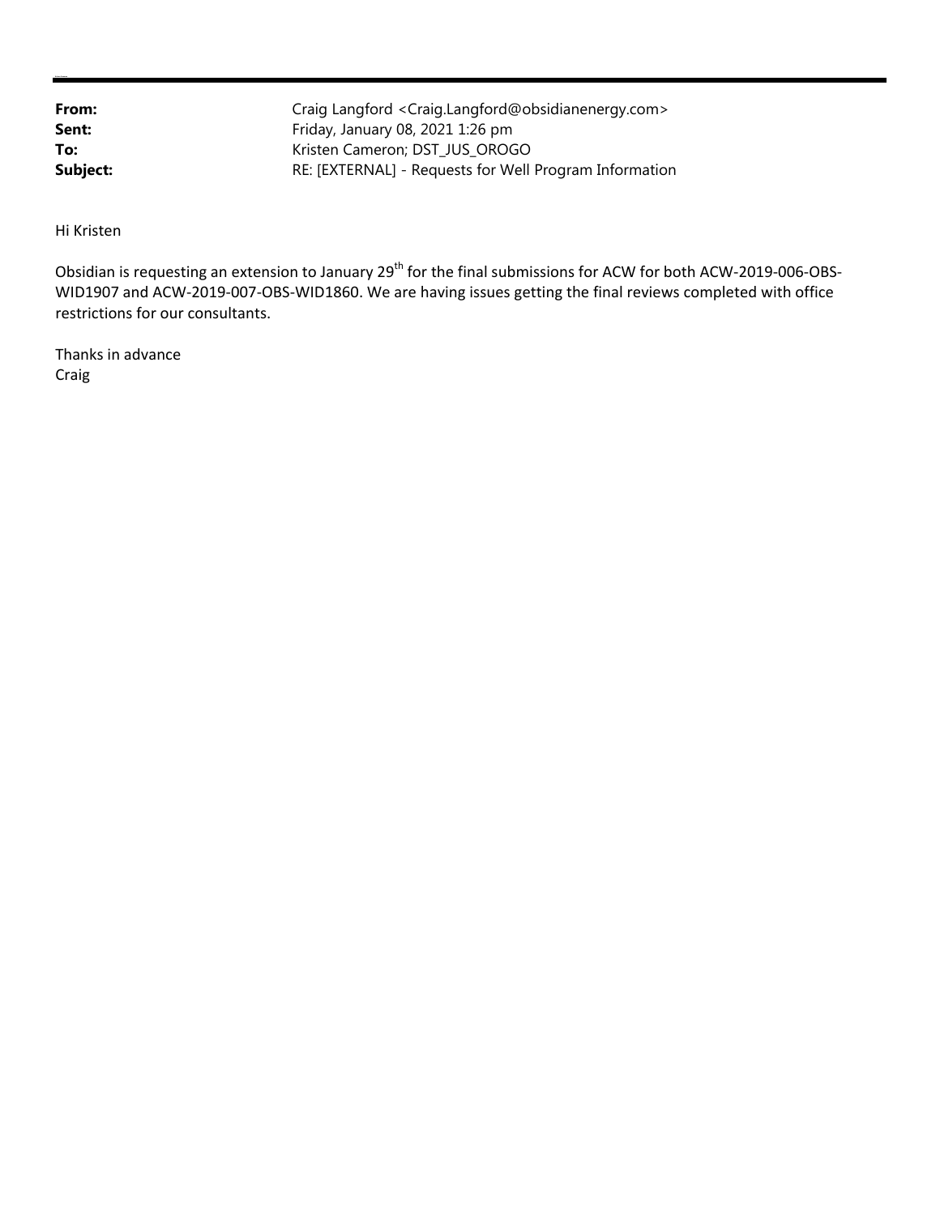**From:** Craig Langford <Craig.Langford@obsidianenergy.com>
**Sent:** Friday, January 08, 2021 1:26 pm
**To:** Kristen Cameron; DST_JUS_OROGO
**Subject:** RE: [EXTERNAL] - Requests for Well Program Information

Hi Kristen

Obsidian is requesting an extension to January 29th for the final submissions for ACW for both ACW-2019-006-OBS-WID1907 and ACW-2019-007-OBS-WID1860. We are having issues getting the final reviews completed with office restrictions for our consultants.

Thanks in advance
Craig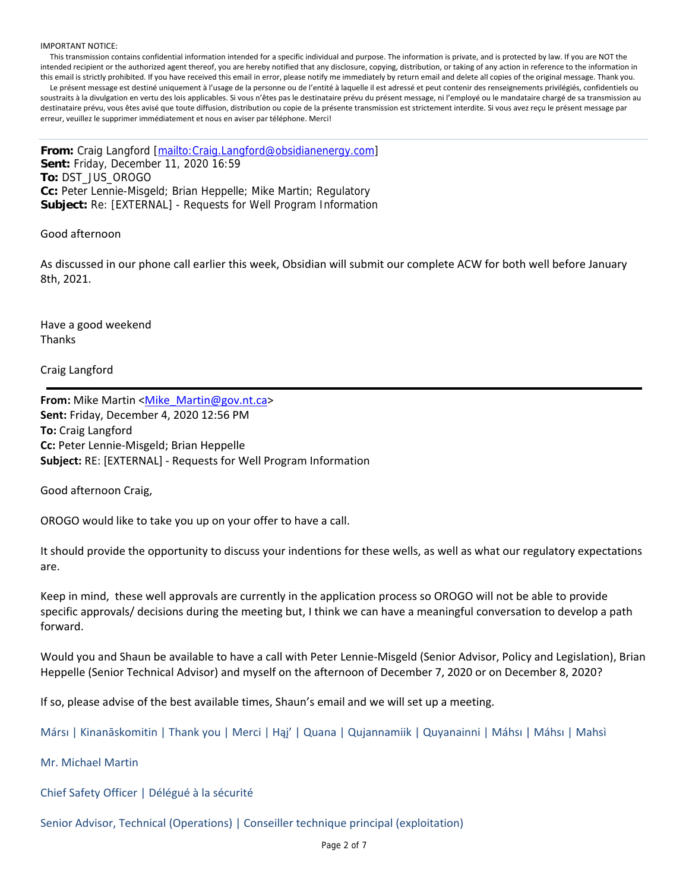IMPORTANT NOTICE:

This transmission contains confidential information intended for a specific individual and purpose. The information is private, and is protected by law. If you are NOT the intended recipient or the authorized agent thereof, you are hereby notified that any disclosure, copying, distribution, or taking of any action in reference to the information in this email is strictly prohibited. If you have received this email in error, please notify me immediately by return email and delete all copies of the original message. Thank you.

Le présent message est destiné uniquement à l'usage de la personne ou de l'entité à laquelle il est adressé et peut contenir des renseignements privilégiés, confidentiels ou soustraits à la divulgation en vertu des lois applicables. Si vous n'êtes pas le destinataire prévu du présent message, ni l'employé ou le mandataire chargé de sa transmission au destinataire prévu, vous êtes avisé que toute diffusion, distribution ou copie de la présente transmission est strictement interdite. Si vous avez reçu le présent message par erreur, veuillez le supprimer immédiatement et nous en aviser par téléphone. Merci!

---

**From:** Craig Langford [mailto:Craig.Langford@obsidianenergy.com]
**Sent:** Friday, December 11, 2020 16:59
**To:** DST_JUS_OROGO
**Cc:** Peter Lennie-Misgeld; Brian Heppelle; Mike Martin; Regulatory
**Subject:** Re: [EXTERNAL] - Requests for Well Program Information

Good afternoon

As discussed in our phone call earlier this week, Obsidian will submit our complete ACW for both well before January 8th, 2021.

Have a good weekend
Thanks

Craig Langford

---

**From:** Mike Martin <Mike_Martin@gov.nt.ca>
**Sent:** Friday, December 4, 2020 12:56 PM
**To:** Craig Langford
**Cc:** Peter Lennie-Misgeld; Brian Heppelle
**Subject:** RE: [EXTERNAL] - Requests for Well Program Information

Good afternoon Craig,

OROGO would like to take you up on your offer to have a call.

It should provide the opportunity to discuss your indentions for these wells, as well as what our regulatory expectations are.

Keep in mind, these well approvals are currently in the application process so OROGO will not be able to provide specific approvals/ decisions during the meeting but, I think we can have a meaningful conversation to develop a path forward.

Would you and Shaun be available to have a call with Peter Lennie-Misgeld (Senior Advisor, Policy and Legislation), Brian Heppelle (Senior Technical Advisor) and myself on the afternoon of December 7, 2020 or on December 8, 2020?

If so, please advise of the best available times, Shaun's email and we will set up a meeting.

Mársı | Kinanāskomitin | Thank you | Merci | Hąį' | Quana | Qujannamiik | Quyanainni | Máhsı | Máhsı | Mahsì

Mr. Michael Martin

Chief Safety Officer | Délégué à la sécurité

Senior Advisor, Technical (Operations) | Conseiller technique principal (exploitation)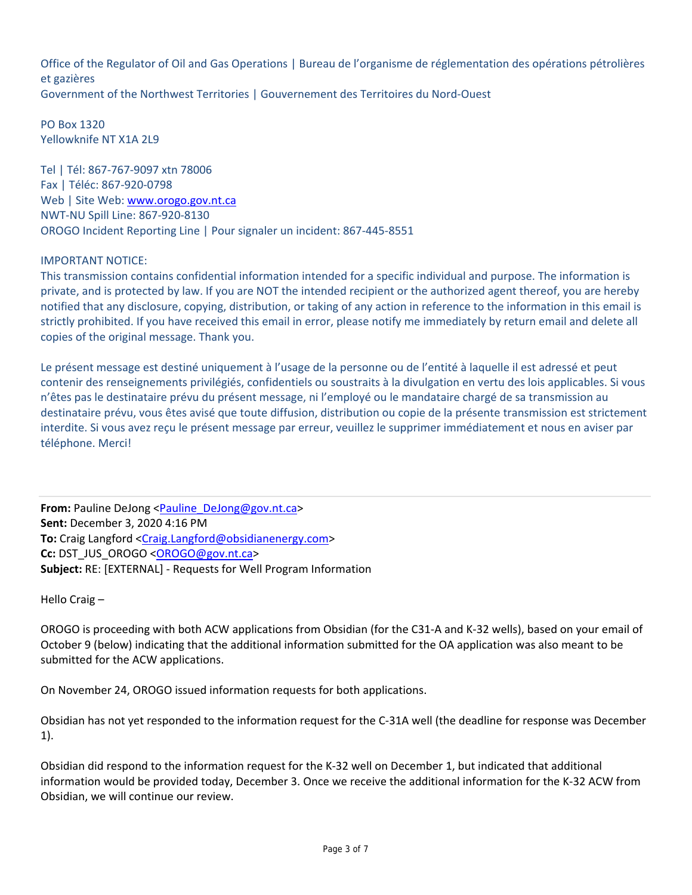Office of the Regulator of Oil and Gas Operations | Bureau de l'organisme de réglementation des opérations pétrolières et gazières
Government of the Northwest Territories | Gouvernement des Territoires du Nord-Ouest

PO Box 1320
Yellowknife NT X1A 2L9

Tel | Tél: 867-767-9097 xtn 78006
Fax | Téléc: 867-920-0798
Web | Site Web: www.orogo.gov.nt.ca
NWT-NU Spill Line: 867-920-8130
OROGO Incident Reporting Line | Pour signaler un incident: 867-445-8551

IMPORTANT NOTICE:
This transmission contains confidential information intended for a specific individual and purpose. The information is private, and is protected by law. If you are NOT the intended recipient or the authorized agent thereof, you are hereby notified that any disclosure, copying, distribution, or taking of any action in reference to the information in this email is strictly prohibited. If you have received this email in error, please notify me immediately by return email and delete all copies of the original message. Thank you.

Le présent message est destiné uniquement à l'usage de la personne ou de l'entité à laquelle il est adressé et peut contenir des renseignements privilégiés, confidentiels ou soustraits à la divulgation en vertu des lois applicables. Si vous n'êtes pas le destinataire prévu du présent message, ni l'employé ou le mandataire chargé de sa transmission au destinataire prévu, vous êtes avisé que toute diffusion, distribution ou copie de la présente transmission est strictement interdite. Si vous avez reçu le présent message par erreur, veuillez le supprimer immédiatement et nous en aviser par téléphone. Merci!

---

**From:** Pauline DeJong <Pauline_DeJong@gov.nt.ca>
**Sent:** December 3, 2020 4:16 PM
**To:** Craig Langford <Craig.Langford@obsidianenergy.com>
**Cc:** DST_JUS_OROGO <OROGO@gov.nt.ca>
**Subject:** RE: [EXTERNAL] - Requests for Well Program Information

Hello Craig –

OROGO is proceeding with both ACW applications from Obsidian (for the C31-A and K-32 wells), based on your email of October 9 (below) indicating that the additional information submitted for the OA application was also meant to be submitted for the ACW applications.

On November 24, OROGO issued information requests for both applications.

Obsidian has not yet responded to the information request for the C-31A well (the deadline for response was December 1).

Obsidian did respond to the information request for the K-32 well on December 1, but indicated that additional information would be provided today, December 3. Once we receive the additional information for the K-32 ACW from Obsidian, we will continue our review.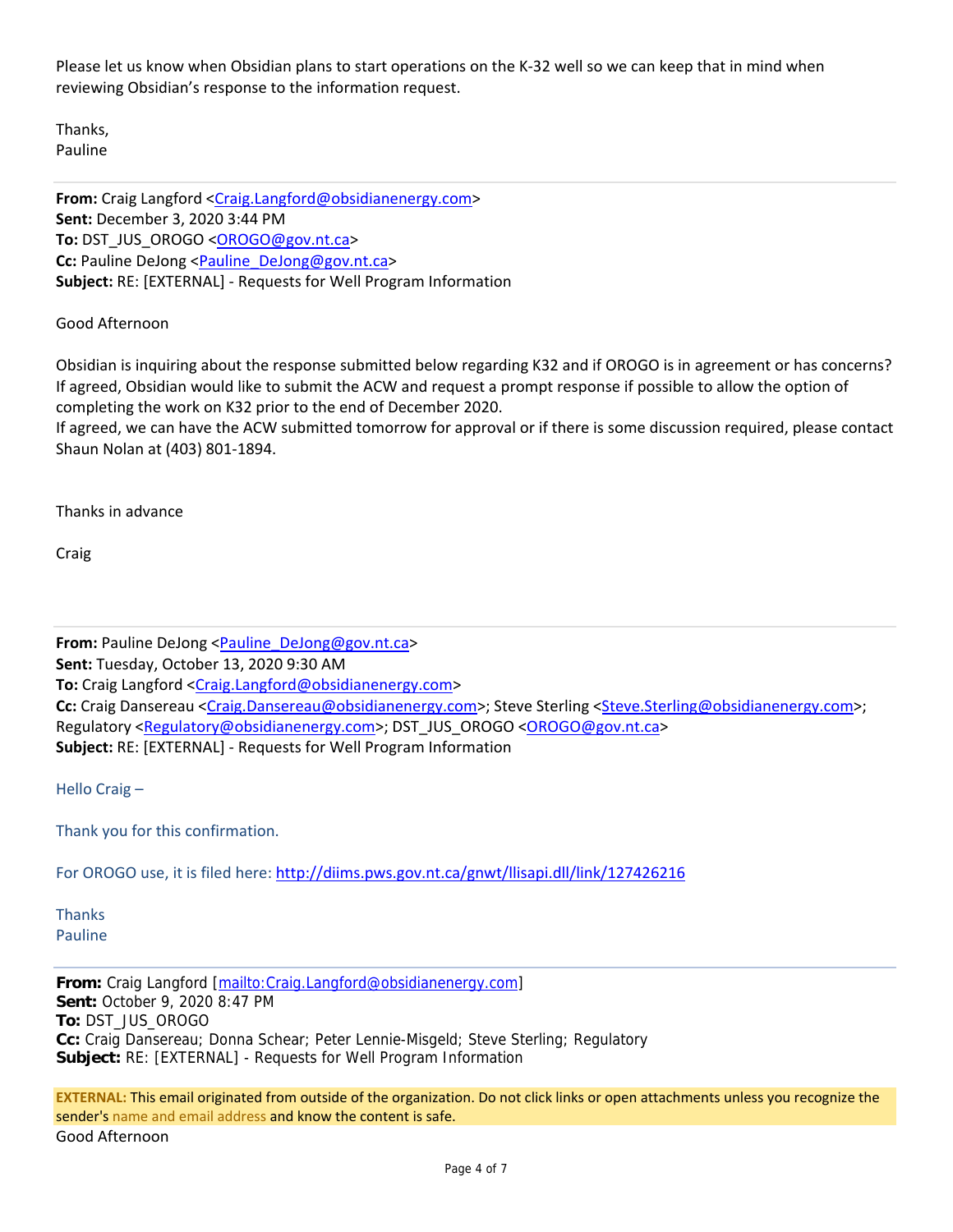Please let us know when Obsidian plans to start operations on the K-32 well so we can keep that in mind when reviewing Obsidian's response to the information request.

Thanks,
Pauline

---

**From:** Craig Langford <Craig.Langford@obsidianenergy.com>
**Sent:** December 3, 2020 3:44 PM
**To:** DST_JUS_OROGO <OROGO@gov.nt.ca>
**Cc:** Pauline DeJong <Pauline_DeJong@gov.nt.ca>
**Subject:** RE: [EXTERNAL] - Requests for Well Program Information

Good Afternoon

Obsidian is inquiring about the response submitted below regarding K32 and if OROGO is in agreement or has concerns? If agreed, Obsidian would like to submit the ACW and request a prompt response if possible to allow the option of completing the work on K32 prior to the end of December 2020.
If agreed, we can have the ACW submitted tomorrow for approval or if there is some discussion required, please contact Shaun Nolan at (403) 801-1894.

Thanks in advance

Craig

---

**From:** Pauline DeJong <Pauline_DeJong@gov.nt.ca>
**Sent:** Tuesday, October 13, 2020 9:30 AM
**To:** Craig Langford <Craig.Langford@obsidianenergy.com>
**Cc:** Craig Dansereau <Craig.Dansereau@obsidianenergy.com>; Steve Sterling <Steve.Sterling@obsidianenergy.com>; Regulatory <Regulatory@obsidianenergy.com>; DST_JUS_OROGO <OROGO@gov.nt.ca>
**Subject:** RE: [EXTERNAL] - Requests for Well Program Information

Hello Craig –

Thank you for this confirmation.

For OROGO use, it is filed here: http://diims.pws.gov.nt.ca/gnwt/llisapi.dll/link/127426216

Thanks
Pauline

---

**From:** Craig Langford [mailto:Craig.Langford@obsidianenergy.com]
**Sent:** October 9, 2020 8:47 PM
**To:** DST_JUS_OROGO
**Cc:** Craig Dansereau; Donna Schear; Peter Lennie-Misgeld; Steve Sterling; Regulatory
**Subject:** RE: [EXTERNAL] - Requests for Well Program Information

**EXTERNAL:** This email originated from outside of the organization. Do not click links or open attachments unless you recognize the sender's name and email address and know the content is safe.

Good Afternoon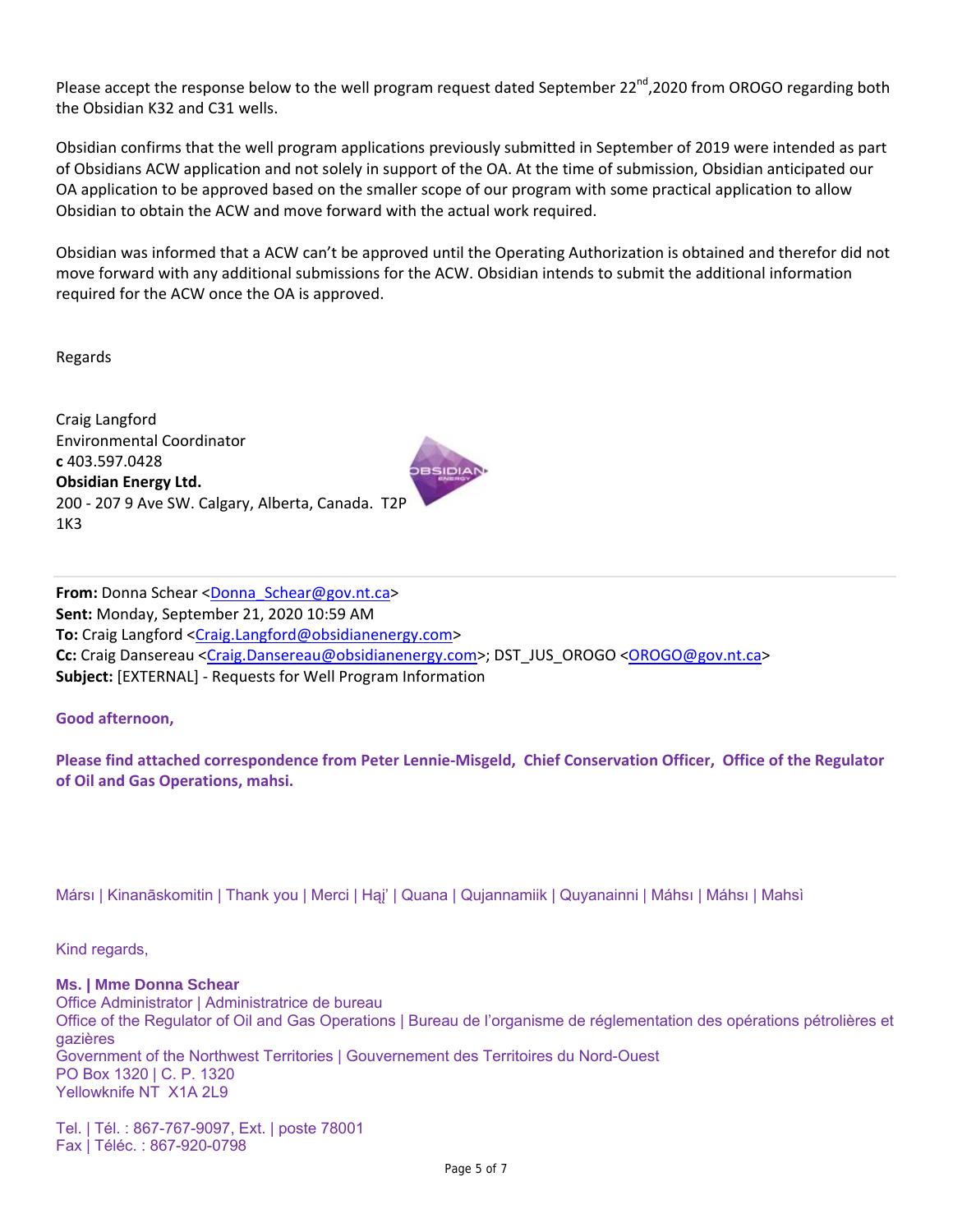Please accept the response below to the well program request dated September 22nd,2020 from OROGO regarding both the Obsidian K32 and C31 wells.

Obsidian confirms that the well program applications previously submitted in September of 2019 were intended as part of Obsidians ACW application and not solely in support of the OA. At the time of submission, Obsidian anticipated our OA application to be approved based on the smaller scope of our program with some practical application to allow Obsidian to obtain the ACW and move forward with the actual work required.

Obsidian was informed that a ACW can't be approved until the Operating Authorization is obtained and therefor did not move forward with any additional submissions for the ACW. Obsidian intends to submit the additional information required for the ACW once the OA is approved.

Regards

Craig Langford
Environmental Coordinator
**c** 403.597.0428
**Obsidian Energy Ltd.**
200 - 207 9 Ave SW. Calgary, Alberta, Canada. T2P 1K3

---

**From:** Donna Schear <Donna_Schear@gov.nt.ca>
**Sent:** Monday, September 21, 2020 10:59 AM
**To:** Craig Langford <Craig.Langford@obsidianenergy.com>
**Cc:** Craig Dansereau <Craig.Dansereau@obsidianenergy.com>; DST_JUS_OROGO <OROGO@gov.nt.ca>
**Subject:** [EXTERNAL] - Requests for Well Program Information

**Good afternoon,**

**Please find attached correspondence from Peter Lennie-Misgeld, Chief Conservation Officer, Office of the Regulator of Oil and Gas Operations, mahsi.**

Mársı | Kinanāskomitin | Thank you | Merci | Hąį' | Quana | Qujannamiik | Quyanainni | Máhsı | Máhsı | Mahsì

Kind regards,

**Ms. | Mme Donna Schear**
Office Administrator | Administratrice de bureau
Office of the Regulator of Oil and Gas Operations | Bureau de l'organisme de réglementation des opérations pétrolières et gazières
Government of the Northwest Territories | Gouvernement des Territoires du Nord-Ouest
PO Box 1320 | C. P. 1320
Yellowknife NT X1A 2L9

Tel. | Tél. : 867-767-9097, Ext. | poste 78001
Fax | Téléc. : 867-920-0798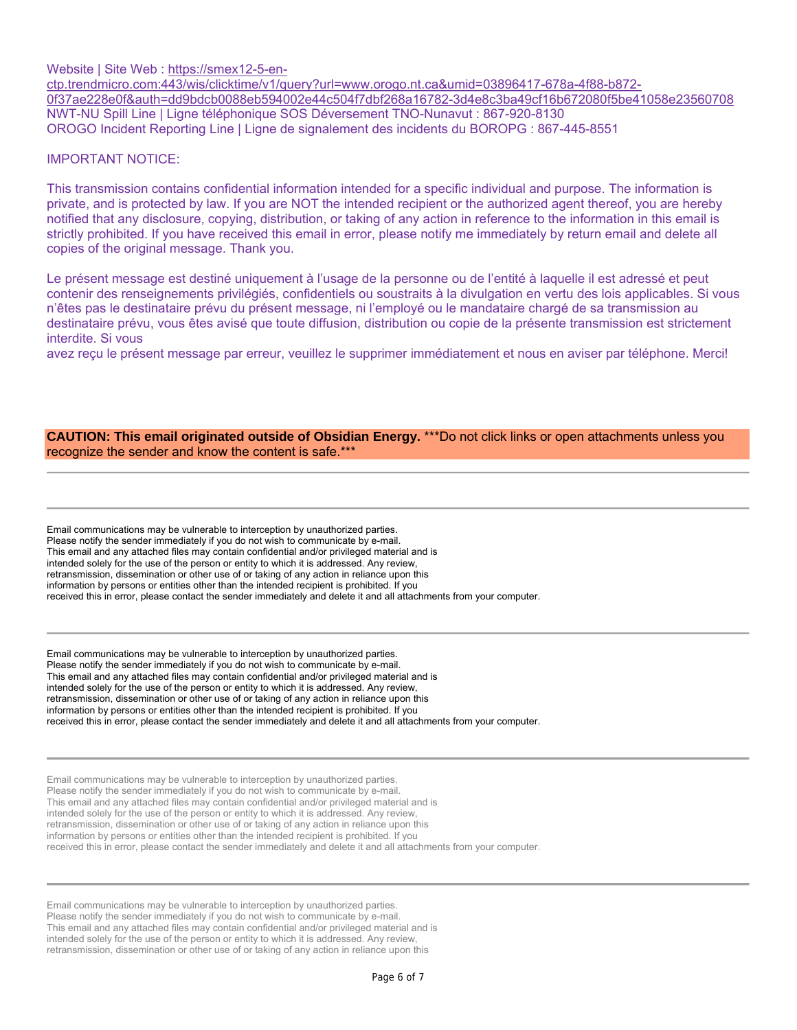Website | Site Web : [https://smex12-5-en-ctp.trendmicro.com:443/wis/clicktime/v1/query?url=www.orogo.nt.ca&umid=03896417-678a-4f88-b872-0f37ae228e0f&auth=dd9bdcb0088eb594002e44c504f7dbf268a16782-3d4e8c3ba49cf16b672080f5be41058e23560708](https://smex12-5-en-ctp.trendmicro.com:443/wis/clicktime/v1/query?url=www.orogo.nt.ca&umid=03896417-678a-4f88-b872-0f37ae228e0f&auth=dd9bdcb0088eb594002e44c504f7dbf268a16782-3d4e8c3ba49cf16b672080f5be41058e23560708)
NWT-NU Spill Line | Ligne téléphonique SOS Déversement TNO-Nunavut : 867-920-8130
OROGO Incident Reporting Line | Ligne de signalement des incidents du BOROPG : 867-445-8551

IMPORTANT NOTICE:

This transmission contains confidential information intended for a specific individual and purpose. The information is private, and is protected by law. If you are NOT the intended recipient or the authorized agent thereof, you are hereby notified that any disclosure, copying, distribution, or taking of any action in reference to the information in this email is strictly prohibited. If you have received this email in error, please notify me immediately by return email and delete all copies of the original message. Thank you.

Le présent message est destiné uniquement à l'usage de la personne ou de l'entité à laquelle il est adressé et peut contenir des renseignements privilégiés, confidentiels ou soustraits à la divulgation en vertu des lois applicables. Si vous n'êtes pas le destinataire prévu du présent message, ni l'employé ou le mandataire chargé de sa transmission au destinataire prévu, vous êtes avisé que toute diffusion, distribution ou copie de la présente transmission est strictement interdite. Si vous
avez reçu le présent message par erreur, veuillez le supprimer immédiatement et nous en aviser par téléphone. Merci!

**CAUTION: This email originated outside of Obsidian Energy.** ***Do not click links or open attachments unless you recognize the sender and know the content is safe.***

---

---

Email communications may be vulnerable to interception by unauthorized parties.
Please notify the sender immediately if you do not wish to communicate by e-mail.
This email and any attached files may contain confidential and/or privileged material and is intended solely for the use of the person or entity to which it is addressed. Any review, retransmission, dissemination or other use of or taking of any action in reliance upon this information by persons or entities other than the intended recipient is prohibited. If you received this in error, please contact the sender immediately and delete it and all attachments from your computer.

---

Email communications may be vulnerable to interception by unauthorized parties.
Please notify the sender immediately if you do not wish to communicate by e-mail.
This email and any attached files may contain confidential and/or privileged material and is intended solely for the use of the person or entity to which it is addressed. Any review, retransmission, dissemination or other use of or taking of any action in reliance upon this information by persons or entities other than the intended recipient is prohibited. If you received this in error, please contact the sender immediately and delete it and all attachments from your computer.

---

Email communications may be vulnerable to interception by unauthorized parties.
Please notify the sender immediately if you do not wish to communicate by e-mail.
This email and any attached files may contain confidential and/or privileged material and is intended solely for the use of the person or entity to which it is addressed. Any review, retransmission, dissemination or other use of or taking of any action in reliance upon this information by persons or entities other than the intended recipient is prohibited. If you received this in error, please contact the sender immediately and delete it and all attachments from your computer.

---

Email communications may be vulnerable to interception by unauthorized parties.
Please notify the sender immediately if you do not wish to communicate by e-mail.
This email and any attached files may contain confidential and/or privileged material and is intended solely for the use of the person or entity to which it is addressed. Any review, retransmission, dissemination or other use of or taking of any action in reliance upon this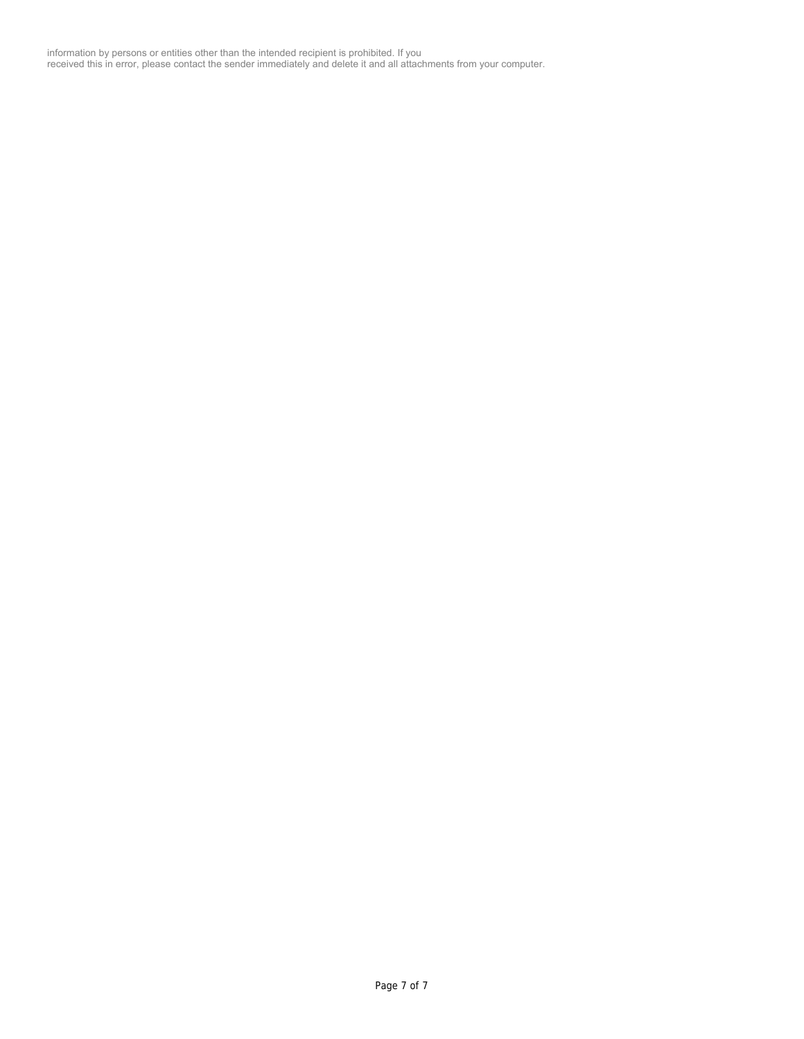information by persons or entities other than the intended recipient is prohibited. If you
received this in error, please contact the sender immediately and delete it and all attachments from your computer.